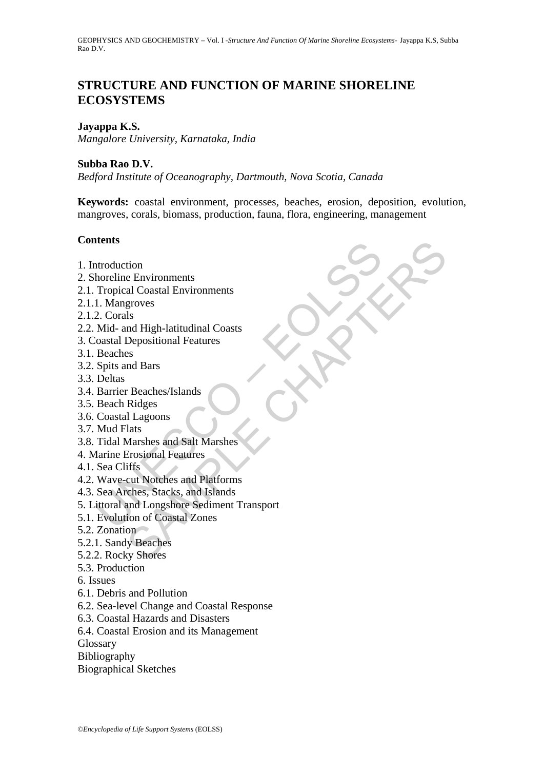# STRUCTURE AND FUNCTION OF MARINE SHORELINE ECOSYSTEMS

**Jayappa K.S.**
*Mangalore University, Karnataka, India*

**Subba Rao D.V.**
*Bedford Institute of Oceanography, Dartmouth, Nova Scotia, Canada*

**Keywords:** coastal environment, processes, beaches, erosion, deposition, evolution, mangroves, corals, biomass, production, fauna, flora, engineering, management

**Contents**

1. Introduction
2. Shoreline Environments
2.1. Tropical Coastal Environments
2.1.1. Mangroves
2.1.2. Corals
2.2. Mid- and High-latitudinal Coasts
3. Coastal Depositional Features
3.1. Beaches
3.2. Spits and Bars
3.3. Deltas
3.4. Barrier Beaches/Islands
3.5. Beach Ridges
3.6. Coastal Lagoons
3.7. Mud Flats
3.8. Tidal Marshes and Salt Marshes
4. Marine Erosional Features
4.1. Sea Cliffs
4.2. Wave-cut Notches and Platforms
4.3. Sea Arches, Stacks, and Islands
5. Littoral and Longshore Sediment Transport
5.1. Evolution of Coastal Zones
5.2. Zonation
5.2.1. Sandy Beaches
5.2.2. Rocky Shores
5.3. Production
6. Issues
6.1. Debris and Pollution
6.2. Sea-level Change and Coastal Response
6.3. Coastal Hazards and Disasters
6.4. Coastal Erosion and its Management
Glossary
Bibliography
Biographical Sketches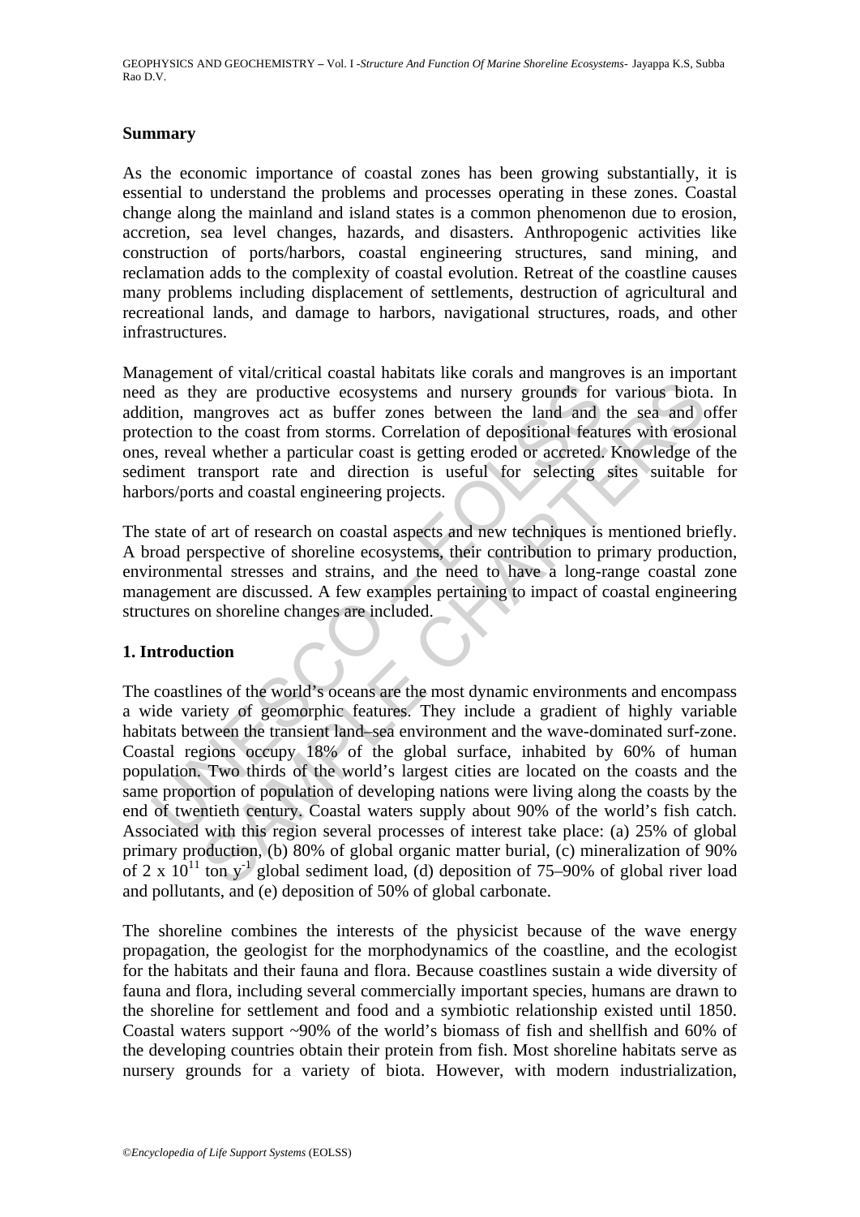### Summary

As the economic importance of coastal zones has been growing substantially, it is essential to understand the problems and processes operating in these zones. Coastal change along the mainland and island states is a common phenomenon due to erosion, accretion, sea level changes, hazards, and disasters. Anthropogenic activities like construction of ports/harbors, coastal engineering structures, sand mining, and reclamation adds to the complexity of coastal evolution. Retreat of the coastline causes many problems including displacement of settlements, destruction of agricultural and recreational lands, and damage to harbors, navigational structures, roads, and other infrastructures.

Management of vital/critical coastal habitats like corals and mangroves is an important need as they are productive ecosystems and nursery grounds for various biota. In addition, mangroves act as buffer zones between the land and the sea and offer protection to the coast from storms. Correlation of depositional features with erosional ones, reveal whether a particular coast is getting eroded or accreted. Knowledge of the sediment transport rate and direction is useful for selecting sites suitable for harbors/ports and coastal engineering projects.

The state of art of research on coastal aspects and new techniques is mentioned briefly. A broad perspective of shoreline ecosystems, their contribution to primary production, environmental stresses and strains, and the need to have a long-range coastal zone management are discussed. A few examples pertaining to impact of coastal engineering structures on shoreline changes are included.

## 1. Introduction

The coastlines of the world's oceans are the most dynamic environments and encompass a wide variety of geomorphic features. They include a gradient of highly variable habitats between the transient land–sea environment and the wave-dominated surf-zone. Coastal regions occupy 18% of the global surface, inhabited by 60% of human population. Two thirds of the world's largest cities are located on the coasts and the same proportion of population of developing nations were living along the coasts by the end of twentieth century. Coastal waters supply about 90% of the world's fish catch. Associated with this region several processes of interest take place: (a) 25% of global primary production, (b) 80% of global organic matter burial, (c) mineralization of 90% of $2 \times 10^{11}$ ton $y^{-1}$ global sediment load, (d) deposition of 75–90% of global river load and pollutants, and (e) deposition of 50% of global carbonate.

The shoreline combines the interests of the physicist because of the wave energy propagation, the geologist for the morphodynamics of the coastline, and the ecologist for the habitats and their fauna and flora. Because coastlines sustain a wide diversity of fauna and flora, including several commercially important species, humans are drawn to the shoreline for settlement and food and a symbiotic relationship existed until 1850. Coastal waters support ~90% of the world's biomass of fish and shellfish and 60% of the developing countries obtain their protein from fish. Most shoreline habitats serve as nursery grounds for a variety of biota. However, with modern industrialization,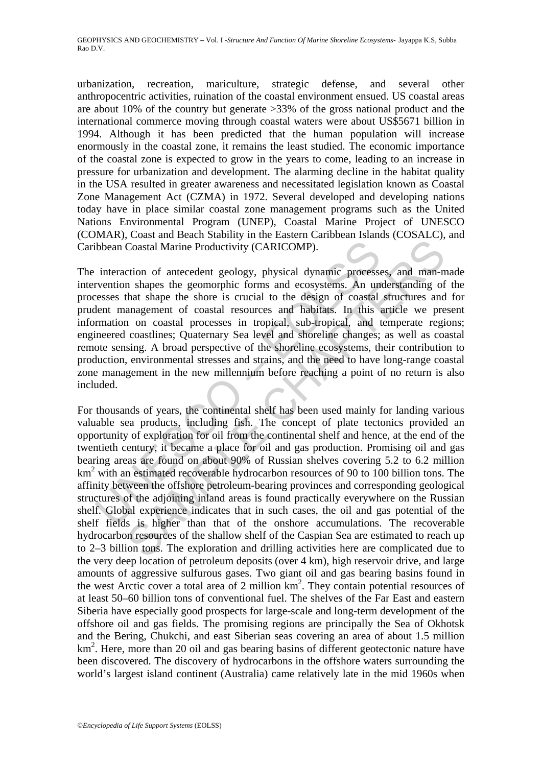urbanization, recreation, mariculture, strategic defense, and several other anthropocentric activities, ruination of the coastal environment ensued. US coastal areas are about 10% of the country but generate >33% of the gross national product and the international commerce moving through coastal waters were about US$5671 billion in 1994. Although it has been predicted that the human population will increase enormously in the coastal zone, it remains the least studied. The economic importance of the coastal zone is expected to grow in the years to come, leading to an increase in pressure for urbanization and development. The alarming decline in the habitat quality in the USA resulted in greater awareness and necessitated legislation known as Coastal Zone Management Act (CZMA) in 1972. Several developed and developing nations today have in place similar coastal zone management programs such as the United Nations Environmental Program (UNEP), Coastal Marine Project of UNESCO (COMAR), Coast and Beach Stability in the Eastern Caribbean Islands (COSALC), and Caribbean Coastal Marine Productivity (CARICOMP).

The interaction of antecedent geology, physical dynamic processes, and man-made intervention shapes the geomorphic forms and ecosystems. An understanding of the processes that shape the shore is crucial to the design of coastal structures and for prudent management of coastal resources and habitats. In this article we present information on coastal processes in tropical, sub-tropical, and temperate regions; engineered coastlines; Quaternary Sea level and shoreline changes; as well as coastal remote sensing. A broad perspective of the shoreline ecosystems, their contribution to production, environmental stresses and strains, and the need to have long-range coastal zone management in the new millennium before reaching a point of no return is also included.

For thousands of years, the continental shelf has been used mainly for landing various valuable sea products, including fish. The concept of plate tectonics provided an opportunity of exploration for oil from the continental shelf and hence, at the end of the twentieth century, it became a place for oil and gas production. Promising oil and gas bearing areas are found on about 90% of Russian shelves covering 5.2 to 6.2 million $km^2$ with an estimated recoverable hydrocarbon resources of 90 to 100 billion tons. The affinity between the offshore petroleum-bearing provinces and corresponding geological structures of the adjoining inland areas is found practically everywhere on the Russian shelf. Global experience indicates that in such cases, the oil and gas potential of the shelf fields is higher than that of the onshore accumulations. The recoverable hydrocarbon resources of the shallow shelf of the Caspian Sea are estimated to reach up to 2–3 billion tons. The exploration and drilling activities here are complicated due to the very deep location of petroleum deposits (over 4 km), high reservoir drive, and large amounts of aggressive sulfurous gases. Two giant oil and gas bearing basins found in the west Arctic cover a total area of 2 million $km^2$. They contain potential resources of at least 50–60 billion tons of conventional fuel. The shelves of the Far East and eastern Siberia have especially good prospects for large-scale and long-term development of the offshore oil and gas fields. The promising regions are principally the Sea of Okhotsk and the Bering, Chukchi, and east Siberian seas covering an area of about 1.5 million $km^2$. Here, more than 20 oil and gas bearing basins of different geotectonic nature have been discovered. The discovery of hydrocarbons in the offshore waters surrounding the world's largest island continent (Australia) came relatively late in the mid 1960s when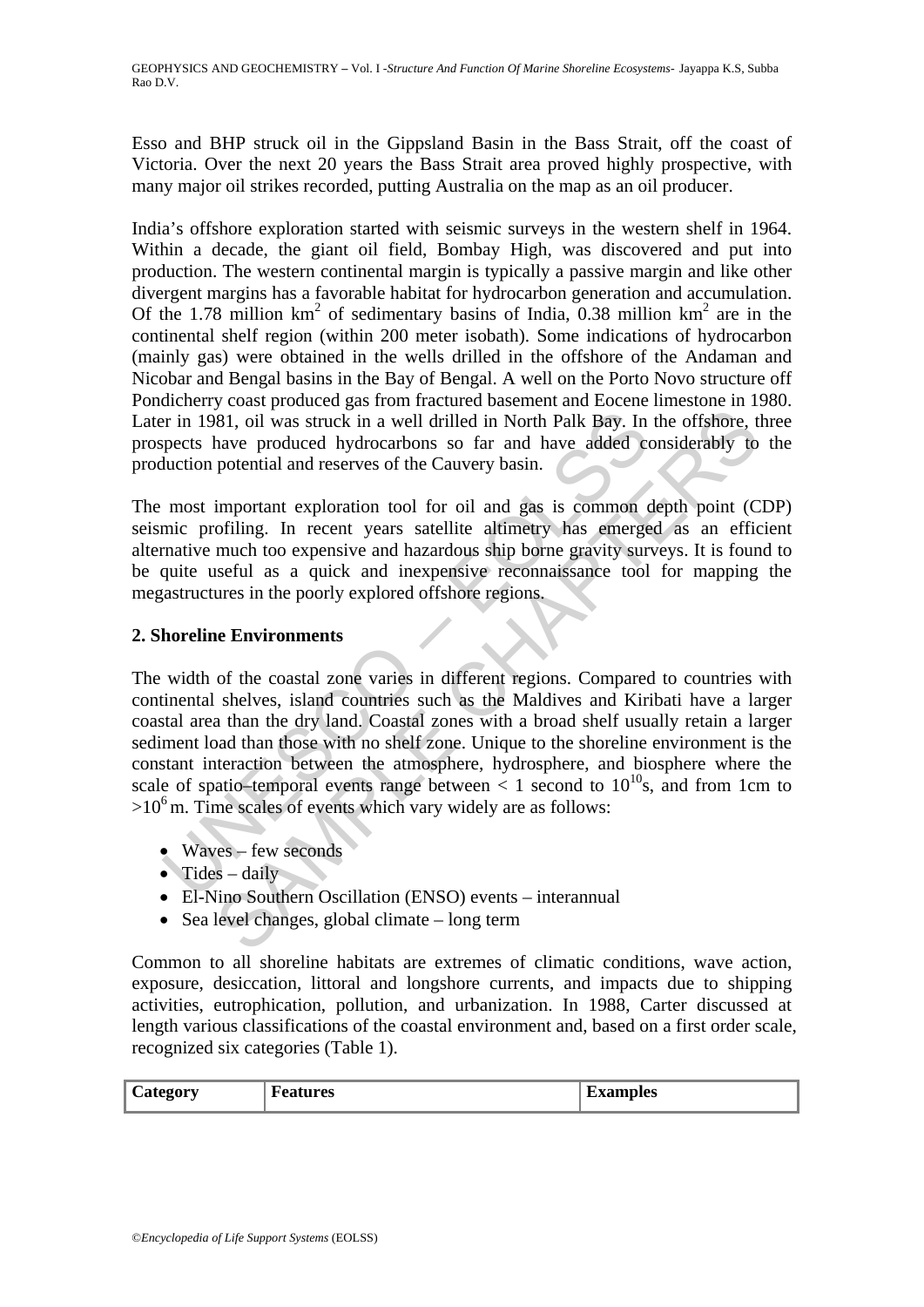Esso and BHP struck oil in the Gippsland Basin in the Bass Strait, off the coast of Victoria. Over the next 20 years the Bass Strait area proved highly prospective, with many major oil strikes recorded, putting Australia on the map as an oil producer.

India's offshore exploration started with seismic surveys in the western shelf in 1964. Within a decade, the giant oil field, Bombay High, was discovered and put into production. The western continental margin is typically a passive margin and like other divergent margins has a favorable habitat for hydrocarbon generation and accumulation. Of the 1.78 million $km^2$ of sedimentary basins of India, 0.38 million $km^2$ are in the continental shelf region (within 200 meter isobath). Some indications of hydrocarbon (mainly gas) were obtained in the wells drilled in the offshore of the Andaman and Nicobar and Bengal basins in the Bay of Bengal. A well on the Porto Novo structure off Pondicherry coast produced gas from fractured basement and Eocene limestone in 1980. Later in 1981, oil was struck in a well drilled in North Palk Bay. In the offshore, three prospects have produced hydrocarbons so far and have added considerably to the production potential and reserves of the Cauvery basin.

The most important exploration tool for oil and gas is common depth point (CDP) seismic profiling. In recent years satellite altimetry has emerged as an efficient alternative much too expensive and hazardous ship borne gravity surveys. It is found to be quite useful as a quick and inexpensive reconnaissance tool for mapping the megastructures in the poorly explored offshore regions.

## 2. Shoreline Environments

The width of the coastal zone varies in different regions. Compared to countries with continental shelves, island countries such as the Maldives and Kiribati have a larger coastal area than the dry land. Coastal zones with a broad shelf usually retain a larger sediment load than those with no shelf zone. Unique to the shoreline environment is the constant interaction between the atmosphere, hydrosphere, and biosphere where the scale of spatio–temporal events range between < 1 second to $10^{10}$s, and from 1cm to $>10^6$ m. Time scales of events which vary widely are as follows:

- Waves – few seconds
- Tides – daily
- El-Nino Southern Oscillation (ENSO) events – interannual
- Sea level changes, global climate – long term

Common to all shoreline habitats are extremes of climatic conditions, wave action, exposure, desiccation, littoral and longshore currents, and impacts due to shipping activities, eutrophication, pollution, and urbanization. In 1988, Carter discussed at length various classifications of the coastal environment and, based on a first order scale, recognized six categories (Table 1).

| Category | Features | Examples |
|---|---|---|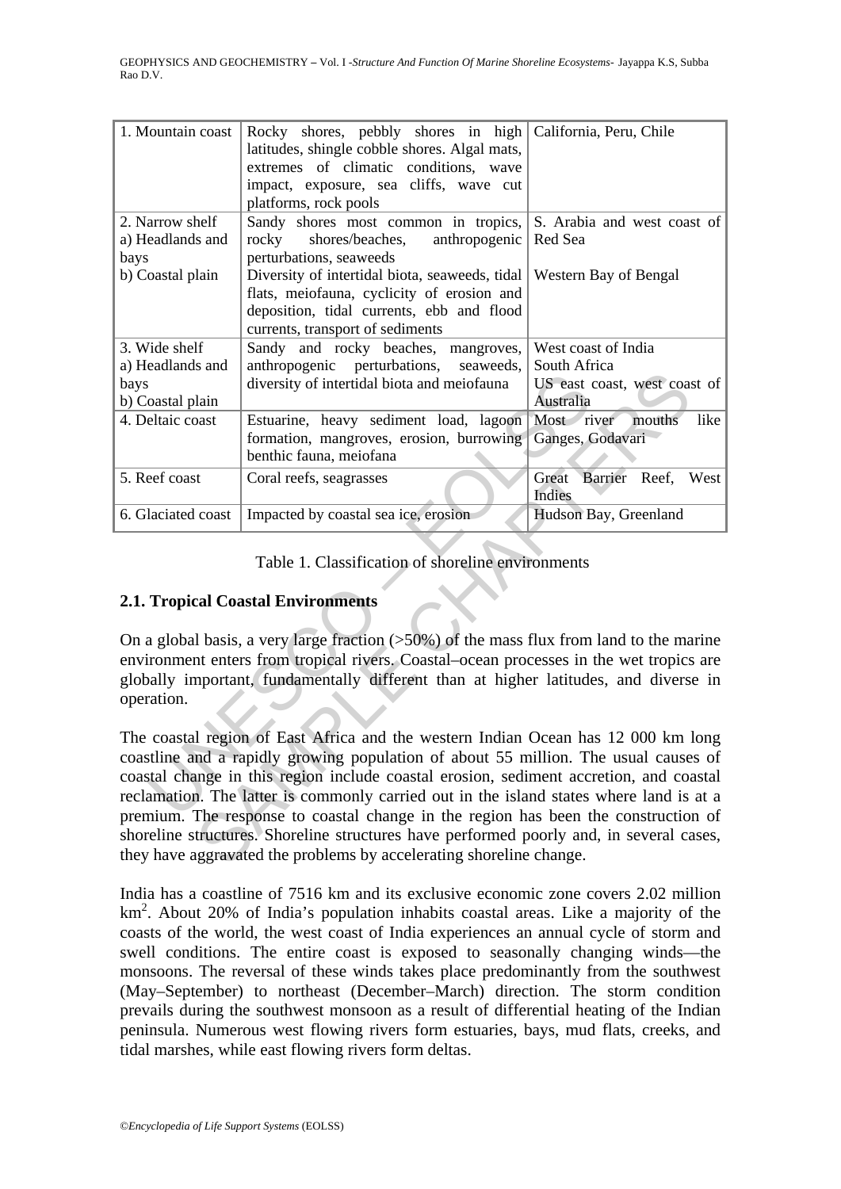| 1. Mountain coast | Rocky shores, pebbly shores in high latitudes, shingle cobble shores. Algal mats, extremes of climatic conditions, wave impact, exposure, sea cliffs, wave cut platforms, rock pools | California, Peru, Chile |
|---|---|---|
| 2. Narrow shelf<br>a) Headlands and bays<br>b) Coastal plain | Sandy shores most common in tropics, rocky shores/beaches, anthropogenic perturbations, seaweeds<br>Diversity of intertidal biota, seaweeds, tidal flats, meiofauna, cyclicity of erosion and deposition, tidal currents, ebb and flood currents, transport of sediments | S. Arabia and west coast of Red Sea<br><br>Western Bay of Bengal |
| 3. Wide shelf<br>a) Headlands and bays<br>b) Coastal plain | Sandy and rocky beaches, mangroves, anthropogenic perturbations, seaweeds, diversity of intertidal biota and meiofauna | West coast of India<br>South Africa<br>US east coast, west coast of Australia |
| 4. Deltaic coast | Estuarine, heavy sediment load, lagoon formation, mangroves, erosion, burrowing benthic fauna, meiofana | Most river mouths like Ganges, Godavari |
| 5. Reef coast | Coral reefs, seagrasses | Great Barrier Reef, West Indies |
| 6. Glaciated coast | Impacted by coastal sea ice, erosion | Hudson Bay, Greenland |

Table 1. Classification of shoreline environments

### 2.1. Tropical Coastal Environments

On a global basis, a very large fraction (>50%) of the mass flux from land to the marine environment enters from tropical rivers. Coastal–ocean processes in the wet tropics are globally important, fundamentally different than at higher latitudes, and diverse in operation.

The coastal region of East Africa and the western Indian Ocean has 12 000 km long coastline and a rapidly growing population of about 55 million. The usual causes of coastal change in this region include coastal erosion, sediment accretion, and coastal reclamation. The latter is commonly carried out in the island states where land is at a premium. The response to coastal change in the region has been the construction of shoreline structures. Shoreline structures have performed poorly and, in several cases, they have aggravated the problems by accelerating shoreline change.

India has a coastline of 7516 km and its exclusive economic zone covers 2.02 million km$^2$. About 20% of India's population inhabits coastal areas. Like a majority of the coasts of the world, the west coast of India experiences an annual cycle of storm and swell conditions. The entire coast is exposed to seasonally changing winds—the monsoons. The reversal of these winds takes place predominantly from the southwest (May–September) to northeast (December–March) direction. The storm condition prevails during the southwest monsoon as a result of differential heating of the Indian peninsula. Numerous west flowing rivers form estuaries, bays, mud flats, creeks, and tidal marshes, while east flowing rivers form deltas.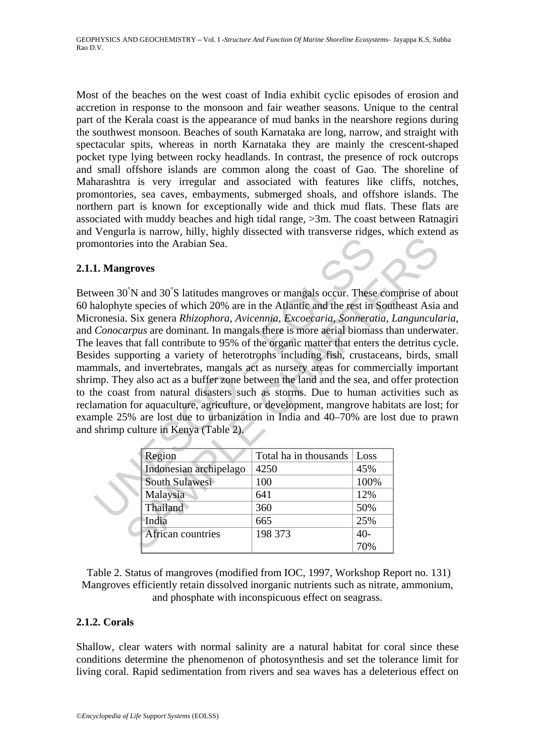Most of the beaches on the west coast of India exhibit cyclic episodes of erosion and accretion in response to the monsoon and fair weather seasons. Unique to the central part of the Kerala coast is the appearance of mud banks in the nearshore regions during the southwest monsoon. Beaches of south Karnataka are long, narrow, and straight with spectacular spits, whereas in north Karnataka they are mainly the crescent-shaped pocket type lying between rocky headlands. In contrast, the presence of rock outcrops and small offshore islands are common along the coast of Gao. The shoreline of Maharashtra is very irregular and associated with features like cliffs, notches, promontories, sea caves, embayments, submerged shoals, and offshore islands. The northern part is known for exceptionally wide and thick mud flats. These flats are associated with muddy beaches and high tidal range, >3m. The coast between Ratnagiri and Vengurla is narrow, hilly, highly dissected with transverse ridges, which extend as promontories into the Arabian Sea.

### 2.1.1. Mangroves

Between 30°N and 30°S latitudes mangroves or mangals occur. These comprise of about 60 halophyte species of which 20% are in the Atlantic and the rest in Southeast Asia and Micronesia. Six genera *Rhizophora, Avicennia, Excoecaria, Sonneratia, Langunculari*a, and *Conocarpus* are dominant. In mangals there is more aerial biomass than underwater. The leaves that fall contribute to 95% of the organic matter that enters the detritus cycle. Besides supporting a variety of heterotrophs including fish, crustaceans, birds, small mammals, and invertebrates, mangals act as nursery areas for commercially important shrimp. They also act as a buffer zone between the land and the sea, and offer protection to the coast from natural disasters such as storms. Due to human activities such as reclamation for aquaculture, agriculture, or development, mangrove habitats are lost; for example 25% are lost due to urbanization in India and 40–70% are lost due to prawn and shrimp culture in Kenya (Table 2).

| Region | Total ha in thousands | Loss |
|---|---|---|
| Indonesian archipelago | 4250 | 45% |
| South Sulawesi | 100 | 100% |
| Malaysia | 641 | 12% |
| Thailand | 360 | 50% |
| India | 665 | 25% |
| African countries | 198 373 | 40-70% |

Table 2. Status of mangroves (modified from IOC, 1997, Workshop Report no. 131)

Mangroves efficiently retain dissolved inorganic nutrients such as nitrate, ammonium, and phosphate with inconspicuous effect on seagrass.

### 2.1.2. Corals

Shallow, clear waters with normal salinity are a natural habitat for coral since these conditions determine the phenomenon of photosynthesis and set the tolerance limit for living coral. Rapid sedimentation from rivers and sea waves has a deleterious effect on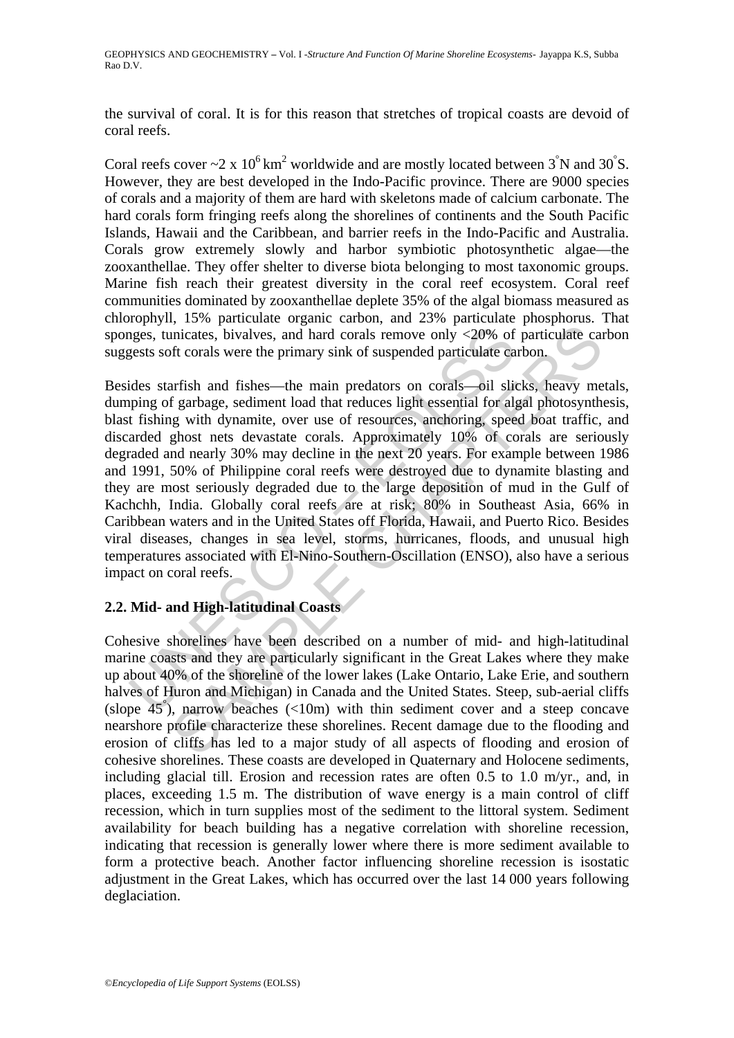the survival of coral. It is for this reason that stretches of tropical coasts are devoid of coral reefs.

Coral reefs cover ~2 x $10^6$ $km^2$ worldwide and are mostly located between $3^\circ$N and $30^\circ$S. However, they are best developed in the Indo-Pacific province. There are 9000 species of corals and a majority of them are hard with skeletons made of calcium carbonate. The hard corals form fringing reefs along the shorelines of continents and the South Pacific Islands, Hawaii and the Caribbean, and barrier reefs in the Indo-Pacific and Australia. Corals grow extremely slowly and harbor symbiotic photosynthetic algae—the zooxanthellae. They offer shelter to diverse biota belonging to most taxonomic groups. Marine fish reach their greatest diversity in the coral reef ecosystem. Coral reef communities dominated by zooxanthellae deplete 35% of the algal biomass measured as chlorophyll, 15% particulate organic carbon, and 23% particulate phosphorus. That sponges, tunicates, bivalves, and hard corals remove only <20% of particulate carbon suggests soft corals were the primary sink of suspended particulate carbon.

Besides starfish and fishes—the main predators on corals—oil slicks, heavy metals, dumping of garbage, sediment load that reduces light essential for algal photosynthesis, blast fishing with dynamite, over use of resources, anchoring, speed boat traffic, and discarded ghost nets devastate corals. Approximately 10% of corals are seriously degraded and nearly 30% may decline in the next 20 years. For example between 1986 and 1991, 50% of Philippine coral reefs were destroyed due to dynamite blasting and they are most seriously degraded due to the large deposition of mud in the Gulf of Kachchh, India. Globally coral reefs are at risk; 80% in Southeast Asia, 66% in Caribbean waters and in the United States off Florida, Hawaii, and Puerto Rico. Besides viral diseases, changes in sea level, storms, hurricanes, floods, and unusual high temperatures associated with El-Nino-Southern-Oscillation (ENSO), also have a serious impact on coral reefs.

## 2.2. Mid- and High-latitudinal Coasts

Cohesive shorelines have been described on a number of mid- and high-latitudinal marine coasts and they are particularly significant in the Great Lakes where they make up about 40% of the shoreline of the lower lakes (Lake Ontario, Lake Erie, and southern halves of Huron and Michigan) in Canada and the United States. Steep, sub-aerial cliffs (slope $45^\circ$), narrow beaches (<10m) with thin sediment cover and a steep concave nearshore profile characterize these shorelines. Recent damage due to the flooding and erosion of cliffs has led to a major study of all aspects of flooding and erosion of cohesive shorelines. These coasts are developed in Quaternary and Holocene sediments, including glacial till. Erosion and recession rates are often 0.5 to 1.0 m/yr., and, in places, exceeding 1.5 m. The distribution of wave energy is a main control of cliff recession, which in turn supplies most of the sediment to the littoral system. Sediment availability for beach building has a negative correlation with shoreline recession, indicating that recession is generally lower where there is more sediment available to form a protective beach. Another factor influencing shoreline recession is isostatic adjustment in the Great Lakes, which has occurred over the last 14 000 years following deglaciation.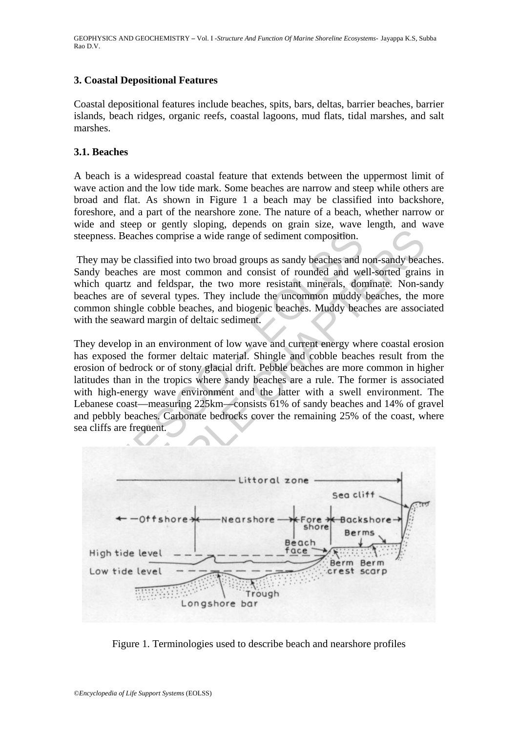## 3. Coastal Depositional Features

Coastal depositional features include beaches, spits, bars, deltas, barrier beaches, barrier islands, beach ridges, organic reefs, coastal lagoons, mud flats, tidal marshes, and salt marshes.

### 3.1. Beaches

A beach is a widespread coastal feature that extends between the uppermost limit of wave action and the low tide mark. Some beaches are narrow and steep while others are broad and flat. As shown in Figure 1 a beach may be classified into backshore, foreshore, and a part of the nearshore zone. The nature of a beach, whether narrow or wide and steep or gently sloping, depends on grain size, wave length, and wave steepness. Beaches comprise a wide range of sediment composition.

They may be classified into two broad groups as sandy beaches and non-sandy beaches. Sandy beaches are most common and consist of rounded and well-sorted grains in which quartz and feldspar, the two more resistant minerals, dominate. Non-sandy beaches are of several types. They include the uncommon muddy beaches, the more common shingle cobble beaches, and biogenic beaches. Muddy beaches are associated with the seaward margin of deltaic sediment.

They develop in an environment of low wave and current energy where coastal erosion has exposed the former deltaic material. Shingle and cobble beaches result from the erosion of bedrock or of stony glacial drift. Pebble beaches are more common in higher latitudes than in the tropics where sandy beaches are a rule. The former is associated with high-energy wave environment and the latter with a swell environment. The Lebanese coast—measuring 225km—consists 61% of sandy beaches and 14% of gravel and pebbly beaches. Carbonate bedrocks cover the remaining 25% of the coast, where sea cliffs are frequent.

Figure 1. Terminologies used to describe beach and nearshore profiles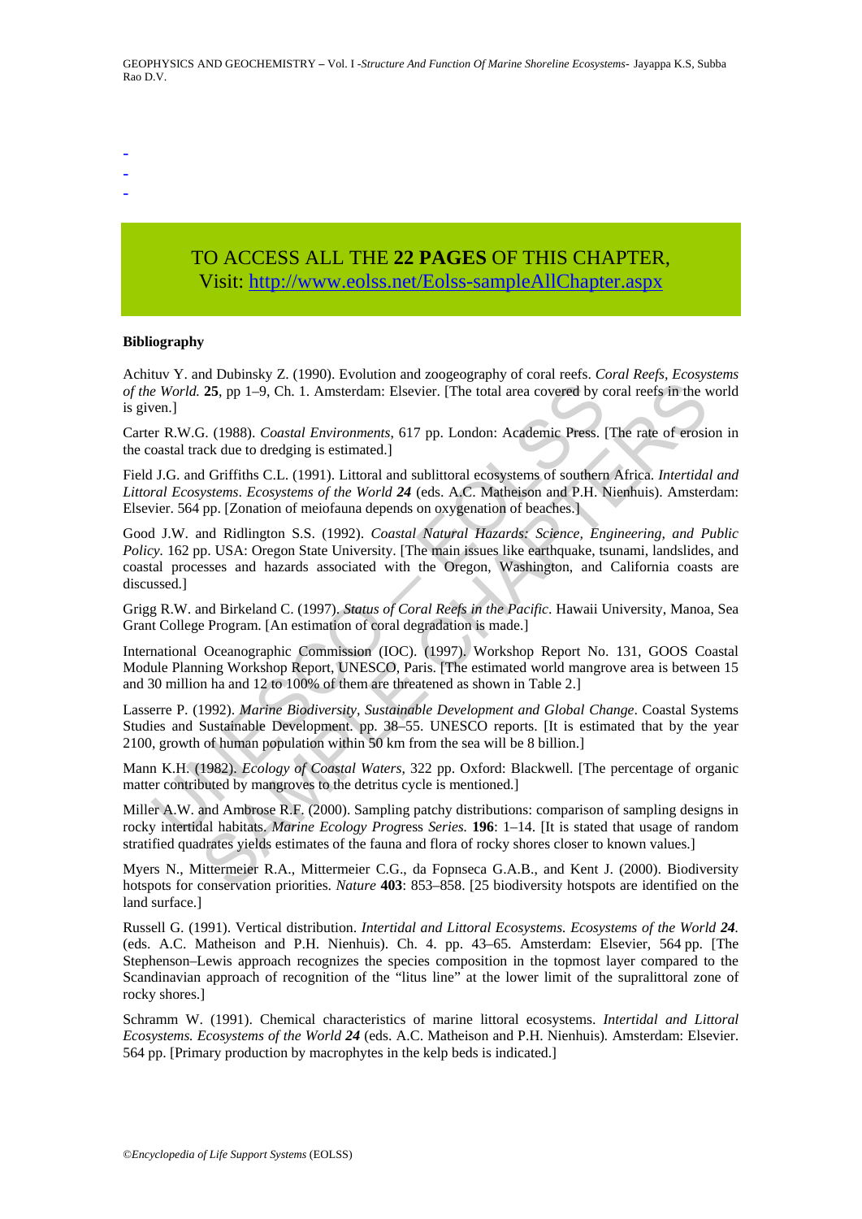-
-
-

TO ACCESS ALL THE **22 PAGES** OF THIS CHAPTER,
Visit: http://www.eolss.net/Eolss-sampleAllChapter.aspx

**Bibliography**

Achituv Y. and Dubinsky Z. (1990). Evolution and zoogeography of coral reefs. *Coral Reefs, Ecosystems of the World.* **25**, pp 1–9, Ch. 1. Amsterdam: Elsevier. [The total area covered by coral reefs in the world is given.]

Carter R.W.G. (1988). *Coastal Environments*, 617 pp. London: Academic Press. [The rate of erosion in the coastal track due to dredging is estimated.]

Field J.G. and Griffiths C.L. (1991). Littoral and sublittoral ecosystems of southern Africa. *Intertidal and Littoral Ecosystems*. *Ecosystems of the World* ***24*** (eds. A.C. Matheison and P.H. Nienhuis). Amsterdam: Elsevier. 564 pp. [Zonation of meiofauna depends on oxygenation of beaches.]

Good J.W. and Ridlington S.S. (1992). *Coastal Natural Hazards: Science, Engineering, and Public Policy.* 162 pp. USA: Oregon State University. [The main issues like earthquake, tsunami, landslides, and coastal processes and hazards associated with the Oregon, Washington, and California coasts are discussed.]

Grigg R.W. and Birkeland C. (1997). *Status of Coral Reefs in the Pacific*. Hawaii University, Manoa, Sea Grant College Program. [An estimation of coral degradation is made.]

International Oceanographic Commission (IOC). (1997). Workshop Report No. 131, GOOS Coastal Module Planning Workshop Report, UNESCO, Paris. [The estimated world mangrove area is between 15 and 30 million ha and 12 to 100% of them are threatened as shown in Table 2.]

Lasserre P. (1992). *Marine Biodiversity, Sustainable Development and Global Change*. Coastal Systems Studies and Sustainable Development. pp. 38–55. UNESCO reports. [It is estimated that by the year 2100, growth of human population within 50 km from the sea will be 8 billion.]

Mann K.H. (1982). *Ecology of Coastal Waters*, 322 pp. Oxford: Blackwell. [The percentage of organic matter contributed by mangroves to the detritus cycle is mentioned.]

Miller A.W. and Ambrose R.F. (2000). Sampling patchy distributions: comparison of sampling designs in rocky intertidal habitats. *Marine Ecology Prog*ress *Series.* **196**: 1–14. [It is stated that usage of random stratified quadrates yields estimates of the fauna and flora of rocky shores closer to known values.]

Myers N., Mittermeier R.A., Mittermeier C.G., da Fopnseca G.A.B., and Kent J. (2000). Biodiversity hotspots for conservation priorities. *Nature* **403**: 853–858. [25 biodiversity hotspots are identified on the land surface.]

Russell G. (1991). Vertical distribution. *Intertidal and Littoral Ecosystems. Ecosystems of the World* ***24***. (eds. A.C. Matheison and P.H. Nienhuis). Ch. 4. pp. 43–65. Amsterdam: Elsevier, 564 pp. [The Stephenson–Lewis approach recognizes the species composition in the topmost layer compared to the Scandinavian approach of recognition of the "litus line" at the lower limit of the supralittoral zone of rocky shores.]

Schramm W. (1991). Chemical characteristics of marine littoral ecosystems. *Intertidal and Littoral Ecosystems. Ecosystems of the World* ***24*** (eds. A.C. Matheison and P.H. Nienhuis)*.* Amsterdam: Elsevier. 564 pp. [Primary production by macrophytes in the kelp beds is indicated.]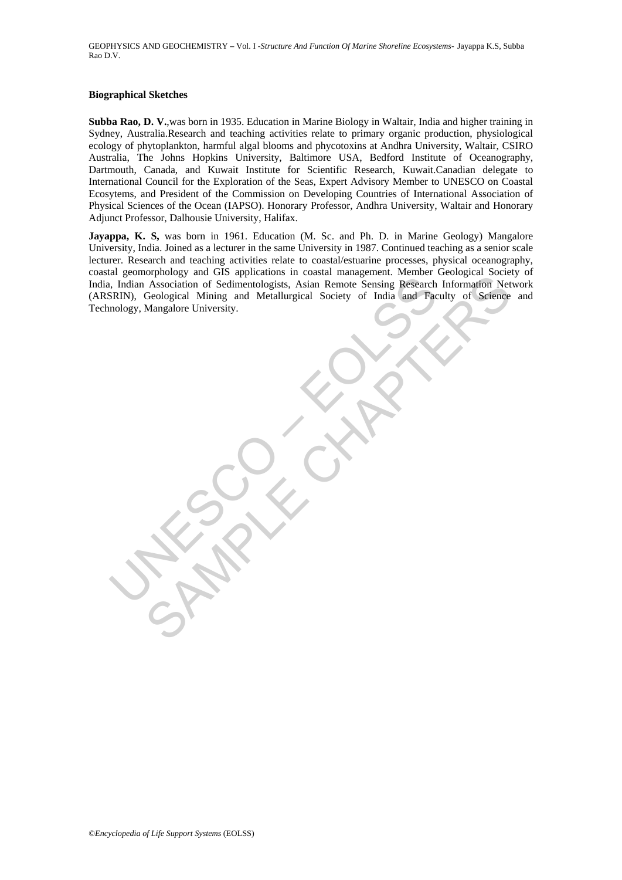**Biographical Sketches**

**Subba Rao, D. V.**,was born in 1935. Education in Marine Biology in Waltair, India and higher training in Sydney, Australia.Research and teaching activities relate to primary organic production, physiological ecology of phytoplankton, harmful algal blooms and phycotoxins at Andhra University, Waltair, CSIRO Australia, The Johns Hopkins University, Baltimore USA, Bedford Institute of Oceanography, Dartmouth, Canada, and Kuwait Institute for Scientific Research, Kuwait.Canadian delegate to International Council for the Exploration of the Seas, Expert Advisory Member to UNESCO on Coastal Ecosytems, and President of the Commission on Developing Countries of International Association of Physical Sciences of the Ocean (IAPSO). Honorary Professor, Andhra University, Waltair and Honorary Adjunct Professor, Dalhousie University, Halifax.

**Jayappa, K. S,** was born in 1961. Education (M. Sc. and Ph. D. in Marine Geology) Mangalore University, India. Joined as a lecturer in the same University in 1987. Continued teaching as a senior scale lecturer. Research and teaching activities relate to coastal/estuarine processes, physical oceanography, coastal geomorphology and GIS applications in coastal management. Member Geological Society of India, Indian Association of Sedimentologists, Asian Remote Sensing Research Information Network (ARSRIN), Geological Mining and Metallurgical Society of India and Faculty of Science and Technology, Mangalore University.